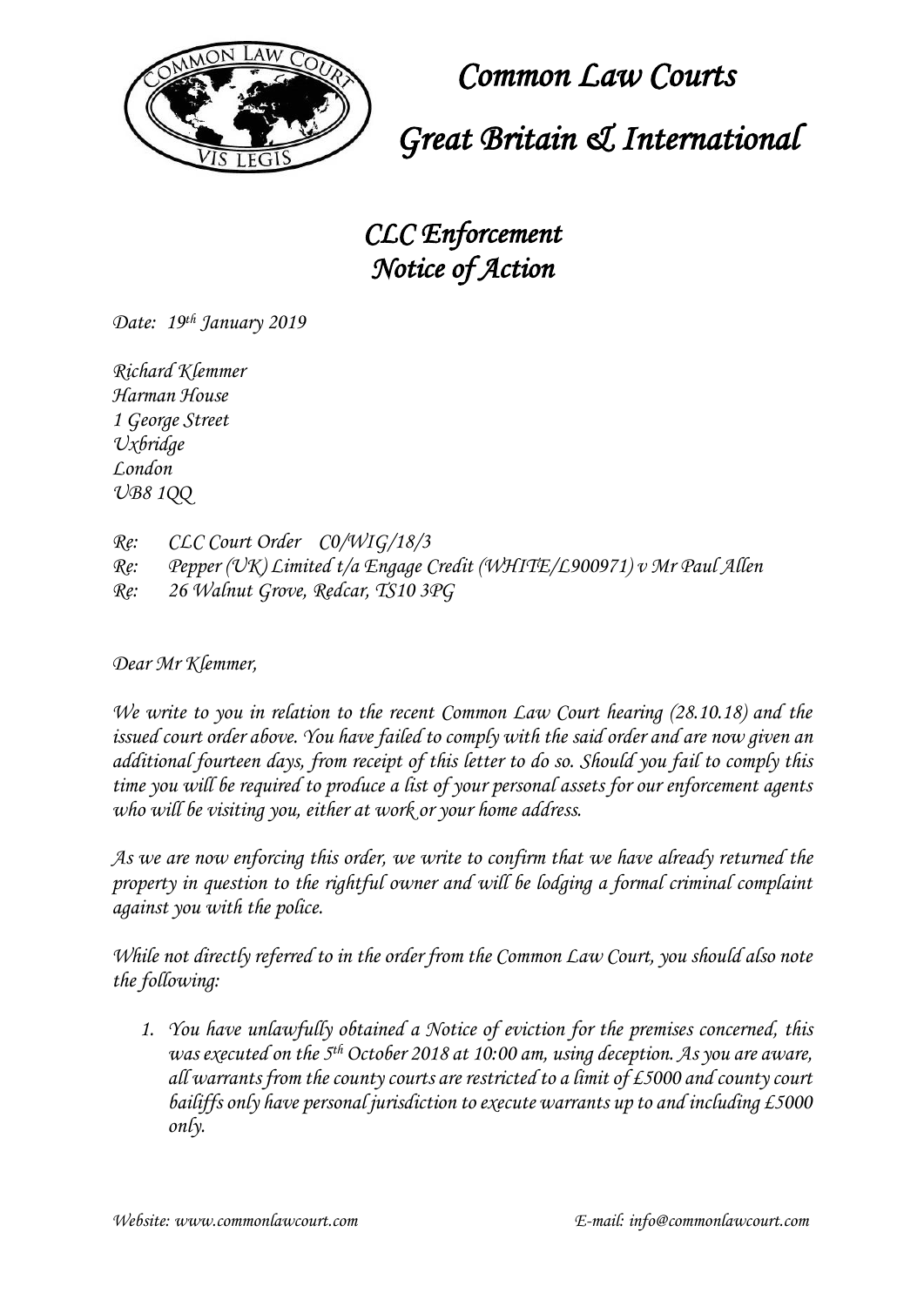# Common Law Courts

# Great Britain & International

## CLC Enforcement
## Notice of Action

*Date: 19th January 2019*

*Richard Klemmer*
*Harman House*
*1 George Street*
*Uxbridge*
*London*
*UB8 1QQ*

*Re: CLC Court Order C0/WIG/18/3*
*Re: Pepper (UK) Limited t/a Engage Credit (WHITE/L900971) v Mr Paul Allen*
*Re: 26 Walnut Grove, Redcar, TS10 3PG*

*Dear Mr Klemmer,*

*We write to you in relation to the recent Common Law Court hearing (28.10.18) and the issued court order above. You have failed to comply with the said order and are now given an additional fourteen days, from receipt of this letter to do so. Should you fail to comply this time you will be required to produce a list of your personal assets for our enforcement agents who will be visiting you, either at work or your home address.*

*As we are now enforcing this order, we write to confirm that we have already returned the property in question to the rightful owner and will be lodging a formal criminal complaint against you with the police.*

*While not directly referred to in the order from the Common Law Court, you should also note the following:*

1. *You have unlawfully obtained a Notice of eviction for the premises concerned, this was executed on the 5th October 2018 at 10:00 am, using deception. As you are aware, all warrants from the county courts are restricted to a limit of £5000 and county court bailiffs only have personal jurisdiction to execute warrants up to and including £5000 only.*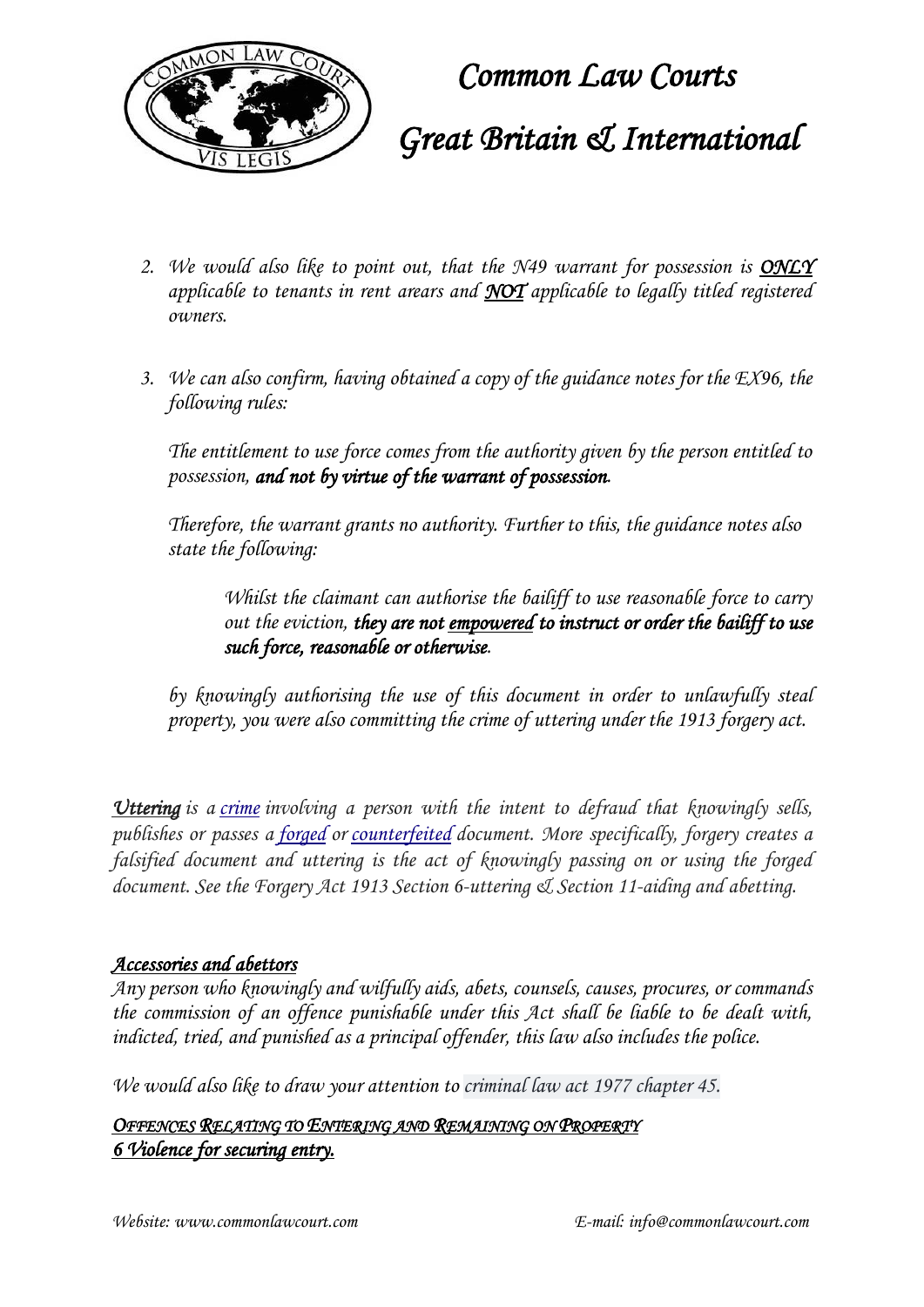2. *We would also like to point out, that the N49 warrant for possession is **ONLY** applicable to tenants in rent arears and **NOT** applicable to legally titled registered owners.*

3. *We can also confirm, having obtained a copy of the guidance notes for the EX96, the following rules:*

   *The entitlement to use force comes from the authority given by the person entitled to possession,* ***and not by virtue of the warrant of possession.***

   *Therefore, the warrant grants no authority. Further to this, the guidance notes also state the following:*

   > *Whilst the claimant can authorise the bailiff to use reasonable force to carry out the eviction,* ***they are not empowered to instruct or order the bailiff to use such force, reasonable or otherwise.***

   *by knowingly authorising the use of this document in order to unlawfully steal property, you were also committing the crime of uttering under the 1913 forgery act.*

***Uttering*** *is a crime involving a person with the intent to defraud that knowingly sells, publishes or passes a forged or counterfeited document. More specifically, forgery creates a falsified document and uttering is the act of knowingly passing on or using the forged document. See the Forgery Act 1913 Section 6-uttering & Section 11-aiding and abetting.*

***Accessories and abettors***

*Any person who knowingly and wilfully aids, abets, counsels, causes, procures, or commands the commission of an offence punishable under this Act shall be liable to be dealt with, indicted, tried, and punished as a principal offender, this law also includes the police.*

*We would also like to draw your attention to criminal law act 1977 chapter 45.*

***OFFENCES RELATING TO ENTERING AND REMAINING ON PROPERTY***

***6 Violence for securing entry.***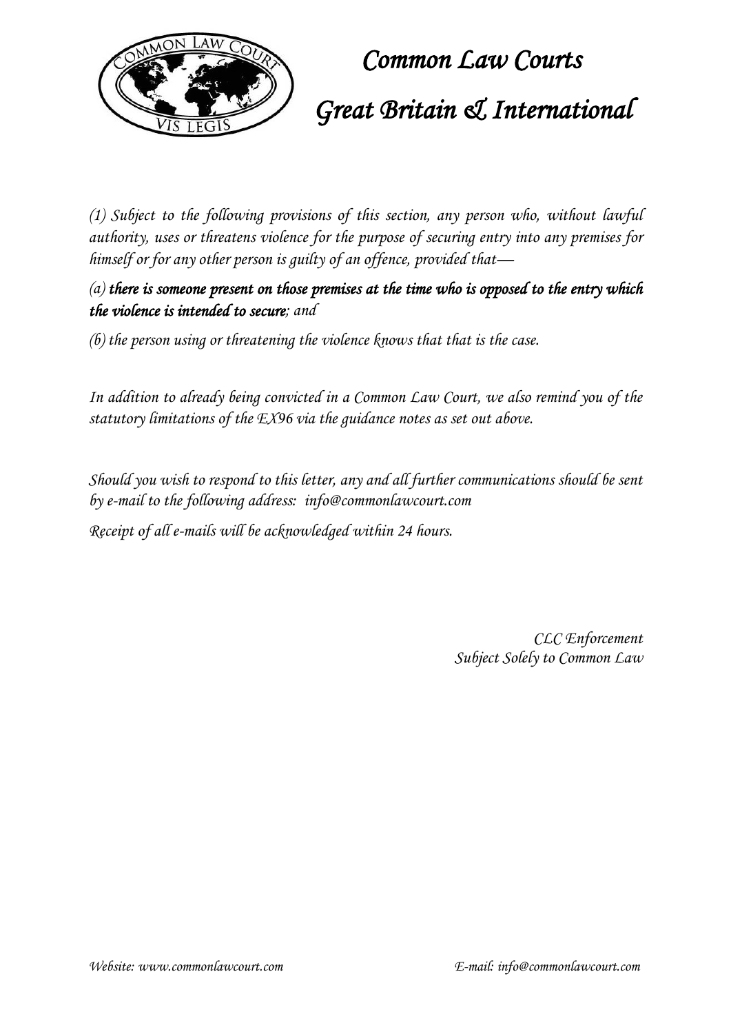# Common Law Courts

# Great Britain & International

*(1) Subject to the following provisions of this section, any person who, without lawful authority, uses or threatens violence for the purpose of securing entry into any premises for himself or for any other person is guilty of an offence, provided that—*

*(a)* ***there is someone present on those premises at the time who is opposed to the entry which the violence is intended to secure****; and*

*(b) the person using or threatening the violence knows that that is the case.*

*In addition to already being convicted in a Common Law Court, we also remind you of the statutory limitations of the EX96 via the guidance notes as set out above.*

*Should you wish to respond to this letter, any and all further communications should be sent by e-mail to the following address: info@commonlawcourt.com*

*Receipt of all e-mails will be acknowledged within 24 hours.*

*CLC Enforcement*
*Subject Solely to Common Law*

*Website: www.commonlawcourt.com*
*E-mail: info@commonlawcourt.com*